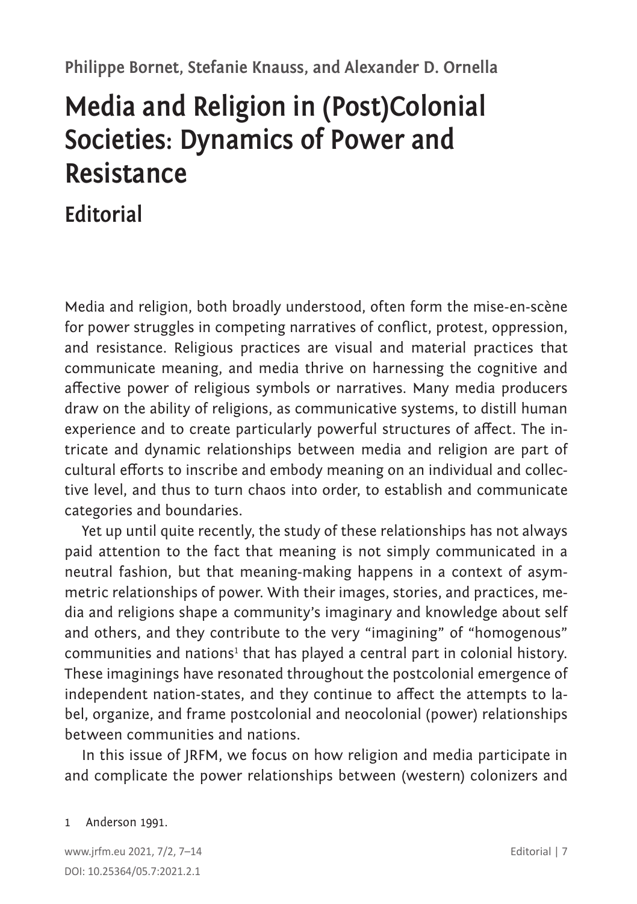Philippe Bornet, Stefanie Knauss, and Alexander D. Ornella

# Media and Religion in (Post)Colonial Societies: Dynamics of Power and Resistance

## Editorial

Media and religion, both broadly understood, often form the mise-en-scène for power struggles in competing narratives of conflict, protest, oppression, and resistance. Religious practices are visual and material practices that communicate meaning, and media thrive on harnessing the cognitive and affective power of religious symbols or narratives. Many media producers draw on the ability of religions, as communicative systems, to distill human experience and to create particularly powerful structures of affect. The intricate and dynamic relationships between media and religion are part of cultural efforts to inscribe and embody meaning on an individual and collective level, and thus to turn chaos into order, to establish and communicate categories and boundaries.

Yet up until quite recently, the study of these relationships has not always paid attention to the fact that meaning is not simply communicated in a neutral fashion, but that meaning-making happens in a context of asymmetric relationships of power. With their images, stories, and practices, media and religions shape a community's imaginary and knowledge about self and others, and they contribute to the very "imagining" of "homogenous" communities and nations[1] that has played a central part in colonial history. These imaginings have resonated throughout the postcolonial emergence of independent nation-states, and they continue to affect the attempts to label, organize, and frame postcolonial and neocolonial (power) relationships between communities and nations.

In this issue of JRFM, we focus on how religion and media participate in and complicate the power relationships between (western) colonizers and

1 Anderson 1991.

DOI: 10.25364/05.7:2021.2.1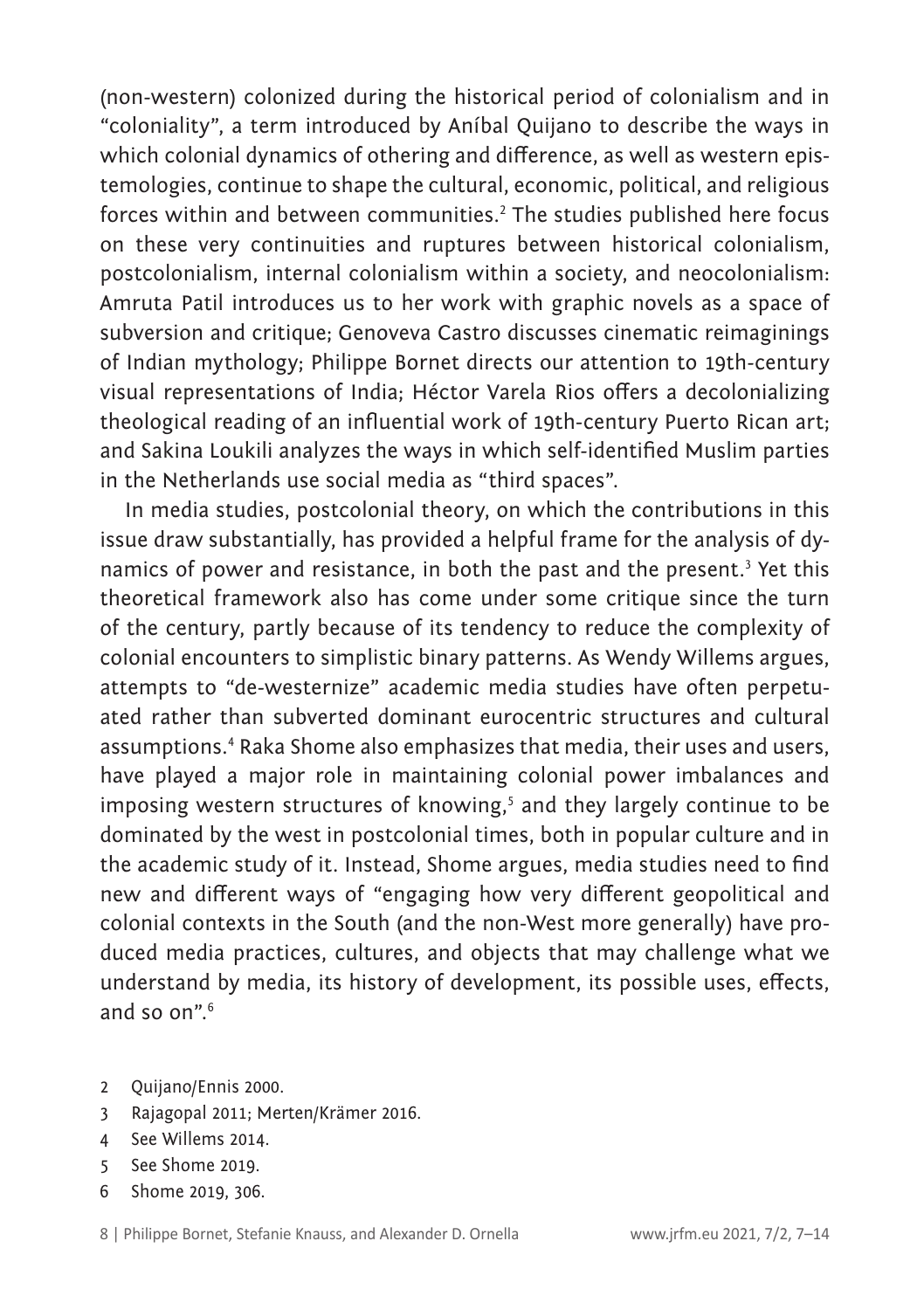(non-western) colonized during the historical period of colonialism and in "coloniality", a term introduced by Aníbal Quijano to describe the ways in which colonial dynamics of othering and difference, as well as western epistemologies, continue to shape the cultural, economic, political, and religious forces within and between communities.[2] The studies published here focus on these very continuities and ruptures between historical colonialism, postcolonialism, internal colonialism within a society, and neocolonialism: Amruta Patil introduces us to her work with graphic novels as a space of subversion and critique; Genoveva Castro discusses cinematic reimaginings of Indian mythology; Philippe Bornet directs our attention to 19th-century visual representations of India; Héctor Varela Rios offers a decolonializing theological reading of an influential work of 19th-century Puerto Rican art; and Sakina Loukili analyzes the ways in which self-identified Muslim parties in the Netherlands use social media as "third spaces".

In media studies, postcolonial theory, on which the contributions in this issue draw substantially, has provided a helpful frame for the analysis of dynamics of power and resistance, in both the past and the present.[3] Yet this theoretical framework also has come under some critique since the turn of the century, partly because of its tendency to reduce the complexity of colonial encounters to simplistic binary patterns. As Wendy Willems argues, attempts to "de-westernize" academic media studies have often perpetuated rather than subverted dominant eurocentric structures and cultural assumptions.[4] Raka Shome also emphasizes that media, their uses and users, have played a major role in maintaining colonial power imbalances and imposing western structures of knowing,[5] and they largely continue to be dominated by the west in postcolonial times, both in popular culture and in the academic study of it. Instead, Shome argues, media studies need to find new and different ways of "engaging how very different geopolitical and colonial contexts in the South (and the non-West more generally) have produced media practices, cultures, and objects that may challenge what we understand by media, its history of development, its possible uses, effects, and so on".[6]

2 Quijano/Ennis 2000.

3 Rajagopal 2011; Merten/Krämer 2016.

4 See Willems 2014.

5 See Shome 2019.

6 Shome 2019, 306.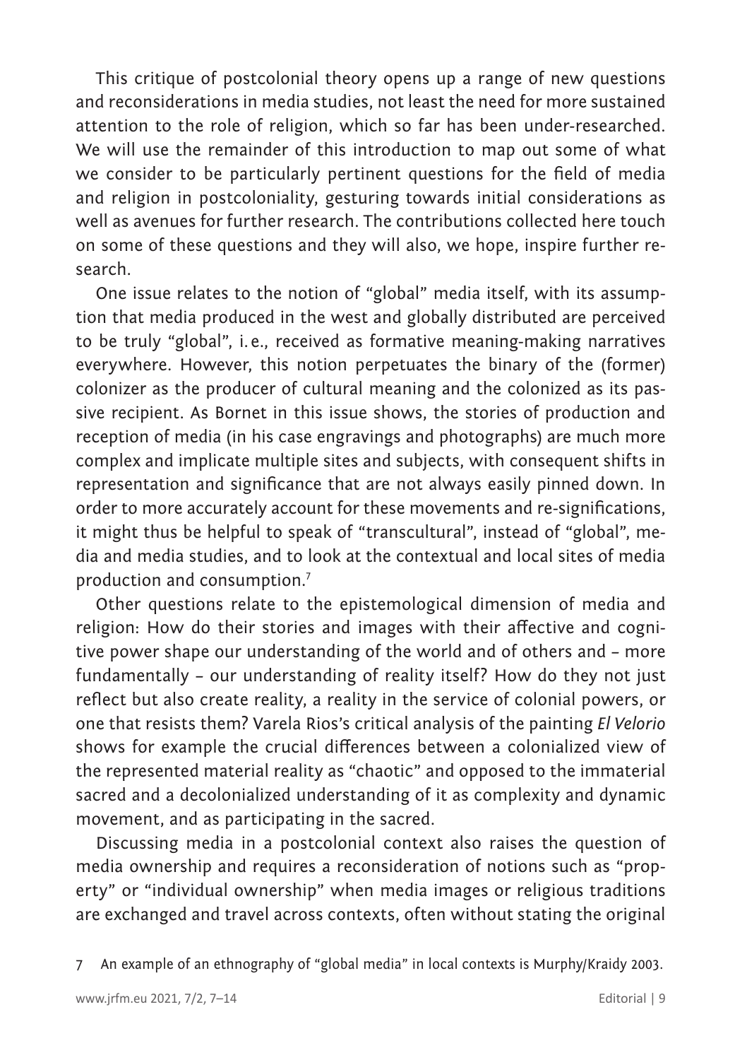This critique of postcolonial theory opens up a range of new questions and reconsiderations in media studies, not least the need for more sustained attention to the role of religion, which so far has been under-researched. We will use the remainder of this introduction to map out some of what we consider to be particularly pertinent questions for the field of media and religion in postcoloniality, gesturing towards initial considerations as well as avenues for further research. The contributions collected here touch on some of these questions and they will also, we hope, inspire further research.

One issue relates to the notion of "global" media itself, with its assumption that media produced in the west and globally distributed are perceived to be truly "global", i.e., received as formative meaning-making narratives everywhere. However, this notion perpetuates the binary of the (former) colonizer as the producer of cultural meaning and the colonized as its passive recipient. As Bornet in this issue shows, the stories of production and reception of media (in his case engravings and photographs) are much more complex and implicate multiple sites and subjects, with consequent shifts in representation and significance that are not always easily pinned down. In order to more accurately account for these movements and re-significations, it might thus be helpful to speak of "transcultural", instead of "global", media and media studies, and to look at the contextual and local sites of media production and consumption.[7]

Other questions relate to the epistemological dimension of media and religion: How do their stories and images with their affective and cognitive power shape our understanding of the world and of others and – more fundamentally – our understanding of reality itself? How do they not just reflect but also create reality, a reality in the service of colonial powers, or one that resists them? Varela Rios's critical analysis of the painting *El Velorio* shows for example the crucial differences between a colonialized view of the represented material reality as "chaotic" and opposed to the immaterial sacred and a decolonialized understanding of it as complexity and dynamic movement, and as participating in the sacred.

Discussing media in a postcolonial context also raises the question of media ownership and requires a reconsideration of notions such as "property" or "individual ownership" when media images or religious traditions are exchanged and travel across contexts, often without stating the original

7 An example of an ethnography of "global media" in local contexts is Murphy/Kraidy 2003.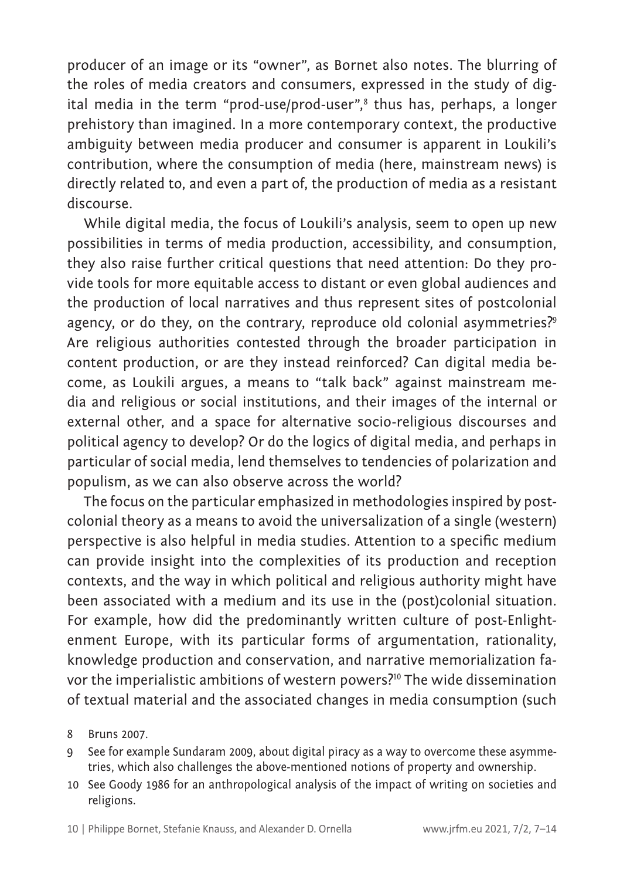producer of an image or its "owner", as Bornet also notes. The blurring of the roles of media creators and consumers, expressed in the study of digital media in the term "prod-use/prod-user",[8] thus has, perhaps, a longer prehistory than imagined. In a more contemporary context, the productive ambiguity between media producer and consumer is apparent in Loukili's contribution, where the consumption of media (here, mainstream news) is directly related to, and even a part of, the production of media as a resistant discourse.

While digital media, the focus of Loukili's analysis, seem to open up new possibilities in terms of media production, accessibility, and consumption, they also raise further critical questions that need attention: Do they provide tools for more equitable access to distant or even global audiences and the production of local narratives and thus represent sites of postcolonial agency, or do they, on the contrary, reproduce old colonial asymmetries?[9] Are religious authorities contested through the broader participation in content production, or are they instead reinforced? Can digital media become, as Loukili argues, a means to "talk back" against mainstream media and religious or social institutions, and their images of the internal or external other, and a space for alternative socio-religious discourses and political agency to develop? Or do the logics of digital media, and perhaps in particular of social media, lend themselves to tendencies of polarization and populism, as we can also observe across the world?

The focus on the particular emphasized in methodologies inspired by postcolonial theory as a means to avoid the universalization of a single (western) perspective is also helpful in media studies. Attention to a specific medium can provide insight into the complexities of its production and reception contexts, and the way in which political and religious authority might have been associated with a medium and its use in the (post)colonial situation. For example, how did the predominantly written culture of post-Enlightenment Europe, with its particular forms of argumentation, rationality, knowledge production and conservation, and narrative memorialization favor the imperialistic ambitions of western powers?[10] The wide dissemination of textual material and the associated changes in media consumption (such

8 Bruns 2007.

9 See for example Sundaram 2009, about digital piracy as a way to overcome these asymmetries, which also challenges the above-mentioned notions of property and ownership.

10 See Goody 1986 for an anthropological analysis of the impact of writing on societies and religions.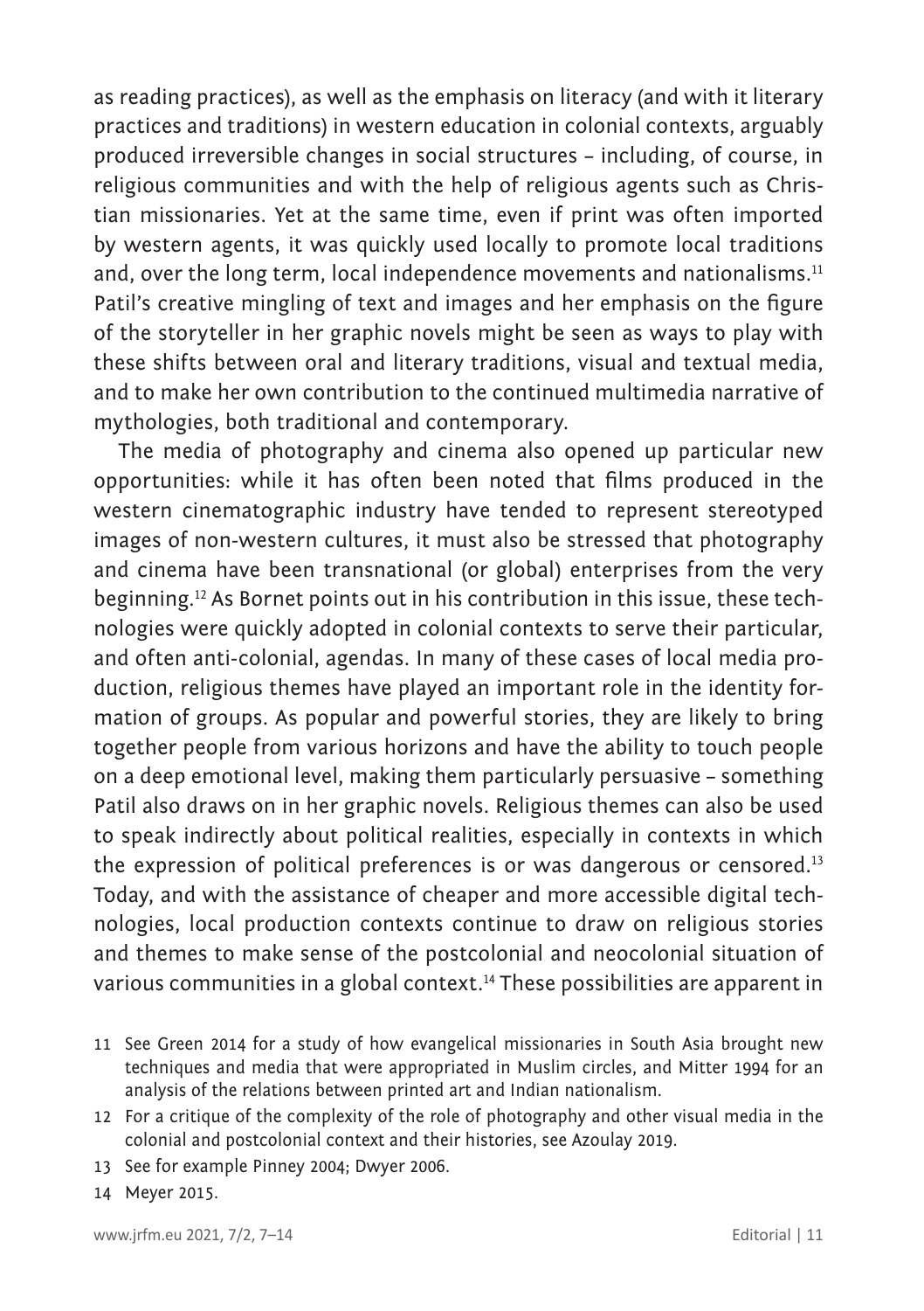as reading practices), as well as the emphasis on literacy (and with it literary practices and traditions) in western education in colonial contexts, arguably produced irreversible changes in social structures – including, of course, in religious communities and with the help of religious agents such as Christian missionaries. Yet at the same time, even if print was often imported by western agents, it was quickly used locally to promote local traditions and, over the long term, local independence movements and nationalisms.[11] Patil's creative mingling of text and images and her emphasis on the figure of the storyteller in her graphic novels might be seen as ways to play with these shifts between oral and literary traditions, visual and textual media, and to make her own contribution to the continued multimedia narrative of mythologies, both traditional and contemporary.

The media of photography and cinema also opened up particular new opportunities: while it has often been noted that films produced in the western cinematographic industry have tended to represent stereotyped images of non-western cultures, it must also be stressed that photography and cinema have been transnational (or global) enterprises from the very beginning.[12] As Bornet points out in his contribution in this issue, these technologies were quickly adopted in colonial contexts to serve their particular, and often anti-colonial, agendas. In many of these cases of local media production, religious themes have played an important role in the identity formation of groups. As popular and powerful stories, they are likely to bring together people from various horizons and have the ability to touch people on a deep emotional level, making them particularly persuasive – something Patil also draws on in her graphic novels. Religious themes can also be used to speak indirectly about political realities, especially in contexts in which the expression of political preferences is or was dangerous or censored.[13] Today, and with the assistance of cheaper and more accessible digital technologies, local production contexts continue to draw on religious stories and themes to make sense of the postcolonial and neocolonial situation of various communities in a global context.[14] These possibilities are apparent in

11 See Green 2014 for a study of how evangelical missionaries in South Asia brought new techniques and media that were appropriated in Muslim circles, and Mitter 1994 for an analysis of the relations between printed art and Indian nationalism.

12 For a critique of the complexity of the role of photography and other visual media in the colonial and postcolonial context and their histories, see Azoulay 2019.

13 See for example Pinney 2004; Dwyer 2006.

14 Meyer 2015.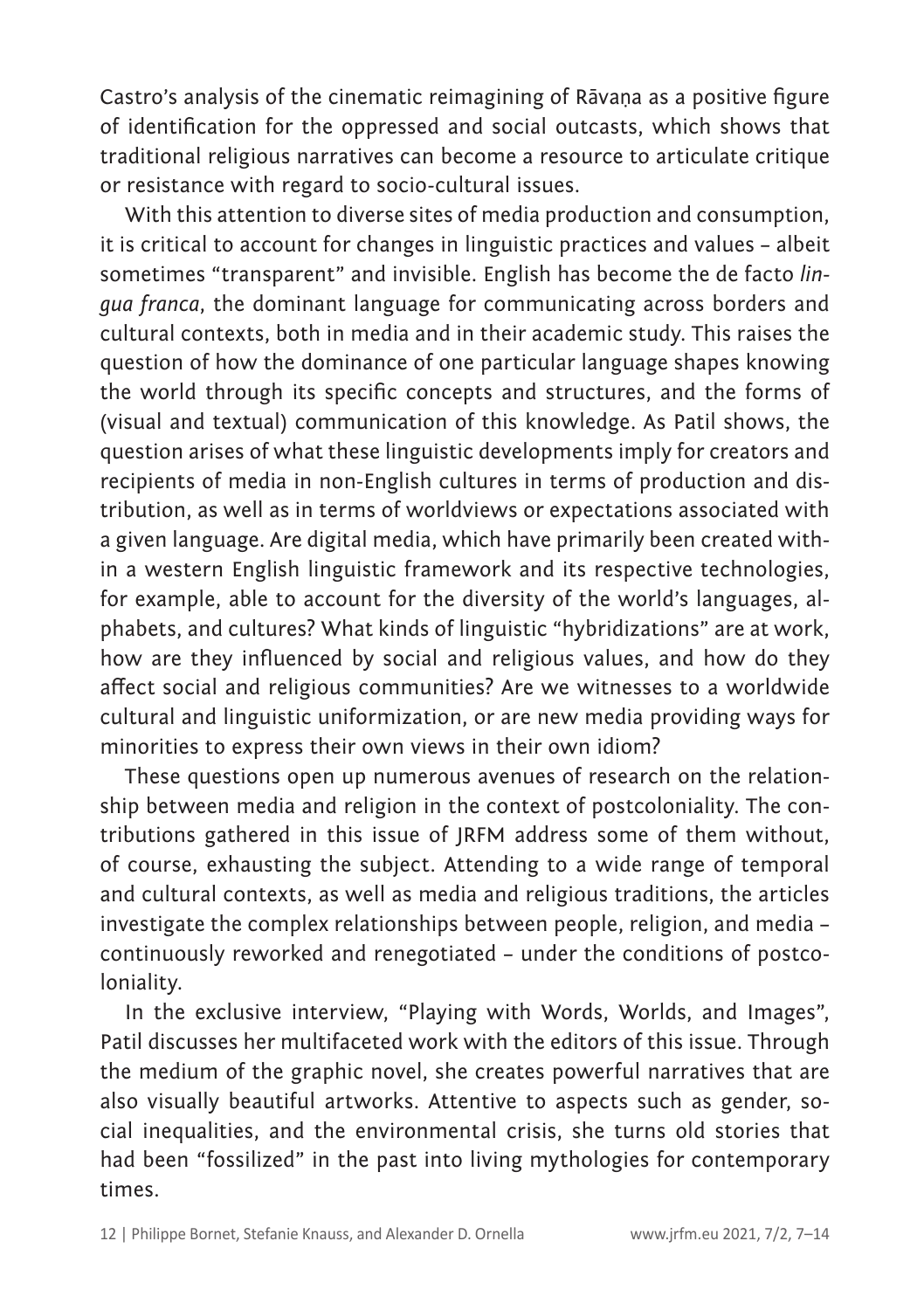Castro's analysis of the cinematic reimagining of Rāvaṇa as a positive figure of identification for the oppressed and social outcasts, which shows that traditional religious narratives can become a resource to articulate critique or resistance with regard to socio-cultural issues.

With this attention to diverse sites of media production and consumption, it is critical to account for changes in linguistic practices and values – albeit sometimes "transparent" and invisible. English has become the de facto *lingua franca*, the dominant language for communicating across borders and cultural contexts, both in media and in their academic study. This raises the question of how the dominance of one particular language shapes knowing the world through its specific concepts and structures, and the forms of (visual and textual) communication of this knowledge. As Patil shows, the question arises of what these linguistic developments imply for creators and recipients of media in non-English cultures in terms of production and distribution, as well as in terms of worldviews or expectations associated with a given language. Are digital media, which have primarily been created within a western English linguistic framework and its respective technologies, for example, able to account for the diversity of the world's languages, alphabets, and cultures? What kinds of linguistic "hybridizations" are at work, how are they influenced by social and religious values, and how do they affect social and religious communities? Are we witnesses to a worldwide cultural and linguistic uniformization, or are new media providing ways for minorities to express their own views in their own idiom?

These questions open up numerous avenues of research on the relationship between media and religion in the context of postcoloniality. The contributions gathered in this issue of JRFM address some of them without, of course, exhausting the subject. Attending to a wide range of temporal and cultural contexts, as well as media and religious traditions, the articles investigate the complex relationships between people, religion, and media – continuously reworked and renegotiated – under the conditions of postcoloniality.

In the exclusive interview, "Playing with Words, Worlds, and Images", Patil discusses her multifaceted work with the editors of this issue. Through the medium of the graphic novel, she creates powerful narratives that are also visually beautiful artworks. Attentive to aspects such as gender, social inequalities, and the environmental crisis, she turns old stories that had been "fossilized" in the past into living mythologies for contemporary times.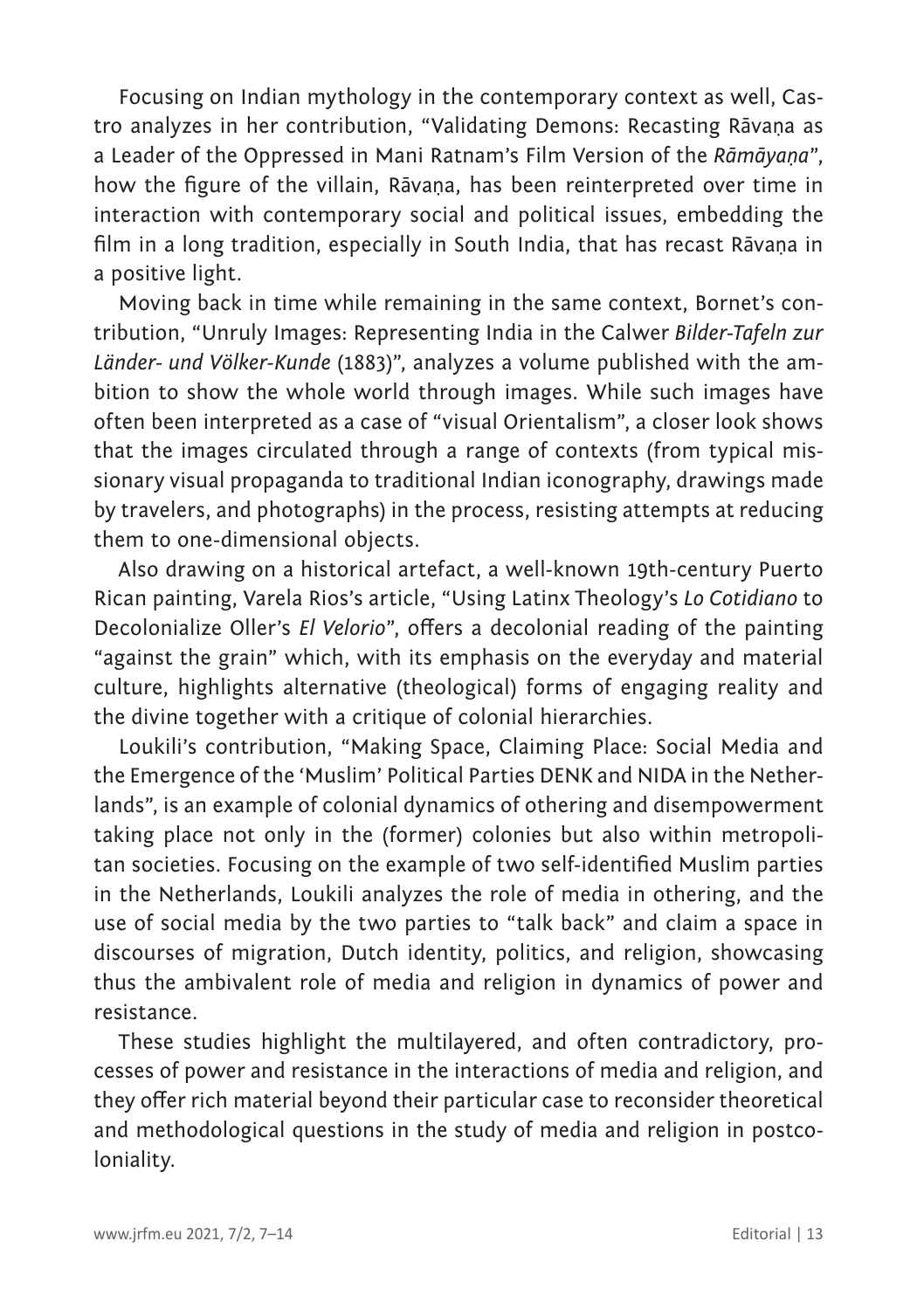Focusing on Indian mythology in the contemporary context as well, Castro analyzes in her contribution, "Validating Demons: Recasting Rāvaṇa as a Leader of the Oppressed in Mani Ratnam's Film Version of the *Rāmāyaṇa*", how the figure of the villain, Rāvaṇa, has been reinterpreted over time in interaction with contemporary social and political issues, embedding the film in a long tradition, especially in South India, that has recast Rāvaṇa in a positive light.

Moving back in time while remaining in the same context, Bornet's contribution, "Unruly Images: Representing India in the Calwer *Bilder-Tafeln zur Länder- und Völker-Kunde* (1883)", analyzes a volume published with the ambition to show the whole world through images. While such images have often been interpreted as a case of "visual Orientalism", a closer look shows that the images circulated through a range of contexts (from typical missionary visual propaganda to traditional Indian iconography, drawings made by travelers, and photographs) in the process, resisting attempts at reducing them to one-dimensional objects.

Also drawing on a historical artefact, a well-known 19th-century Puerto Rican painting, Varela Rios's article, "Using Latinx Theology's *Lo Cotidiano* to Decolonialize Oller's *El Velorio*", offers a decolonial reading of the painting "against the grain" which, with its emphasis on the everyday and material culture, highlights alternative (theological) forms of engaging reality and the divine together with a critique of colonial hierarchies.

Loukili's contribution, "Making Space, Claiming Place: Social Media and the Emergence of the 'Muslim' Political Parties DENK and NIDA in the Netherlands", is an example of colonial dynamics of othering and disempowerment taking place not only in the (former) colonies but also within metropolitan societies. Focusing on the example of two self-identified Muslim parties in the Netherlands, Loukili analyzes the role of media in othering, and the use of social media by the two parties to "talk back" and claim a space in discourses of migration, Dutch identity, politics, and religion, showcasing thus the ambivalent role of media and religion in dynamics of power and resistance.

These studies highlight the multilayered, and often contradictory, processes of power and resistance in the interactions of media and religion, and they offer rich material beyond their particular case to reconsider theoretical and methodological questions in the study of media and religion in postcoloniality.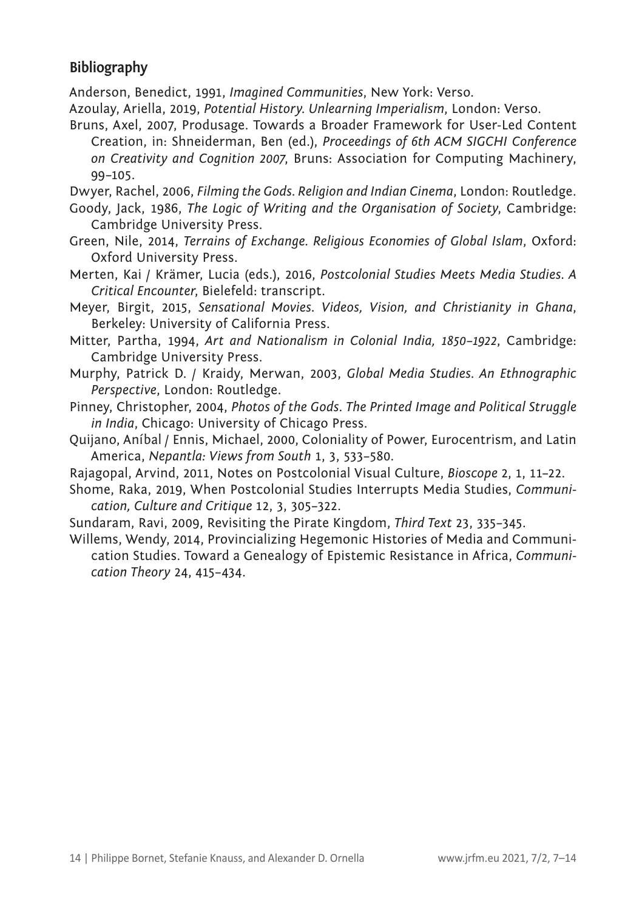## Bibliography

Anderson, Benedict, 1991, *Imagined Communities*, New York: Verso.

Azoulay, Ariella, 2019, *Potential History. Unlearning Imperialism*, London: Verso.

Bruns, Axel, 2007, Produsage. Towards a Broader Framework for User-Led Content Creation, in: Shneiderman, Ben (ed.), *Proceedings of 6th ACM SIGCHI Conference on Creativity and Cognition 2007*, Bruns: Association for Computing Machinery, 99–105.

Dwyer, Rachel, 2006, *Filming the Gods. Religion and Indian Cinema*, London: Routledge.

Goody, Jack, 1986, *The Logic of Writing and the Organisation of Society*, Cambridge: Cambridge University Press.

Green, Nile, 2014, *Terrains of Exchange. Religious Economies of Global Islam*, Oxford: Oxford University Press.

Merten, Kai / Krämer, Lucia (eds.), 2016, *Postcolonial Studies Meets Media Studies. A Critical Encounter*, Bielefeld: transcript.

Meyer, Birgit, 2015, *Sensational Movies. Videos, Vision, and Christianity in Ghana*, Berkeley: University of California Press.

Mitter, Partha, 1994, *Art and Nationalism in Colonial India, 1850–1922*, Cambridge: Cambridge University Press.

Murphy, Patrick D. / Kraidy, Merwan, 2003, *Global Media Studies. An Ethnographic Perspective*, London: Routledge.

Pinney, Christopher, 2004, *Photos of the Gods. The Printed Image and Political Struggle in India*, Chicago: University of Chicago Press.

Quijano, Aníbal / Ennis, Michael, 2000, Coloniality of Power, Eurocentrism, and Latin America, *Nepantla: Views from South* 1, 3, 533–580.

Rajagopal, Arvind, 2011, Notes on Postcolonial Visual Culture, *Bioscope* 2, 1, 11–22.

Shome, Raka, 2019, When Postcolonial Studies Interrupts Media Studies, *Communication, Culture and Critique* 12, 3, 305–322.

Sundaram, Ravi, 2009, Revisiting the Pirate Kingdom, *Third Text* 23, 335–345.

Willems, Wendy, 2014, Provincializing Hegemonic Histories of Media and Communication Studies. Toward a Genealogy of Epistemic Resistance in Africa, *Communication Theory* 24, 415–434.